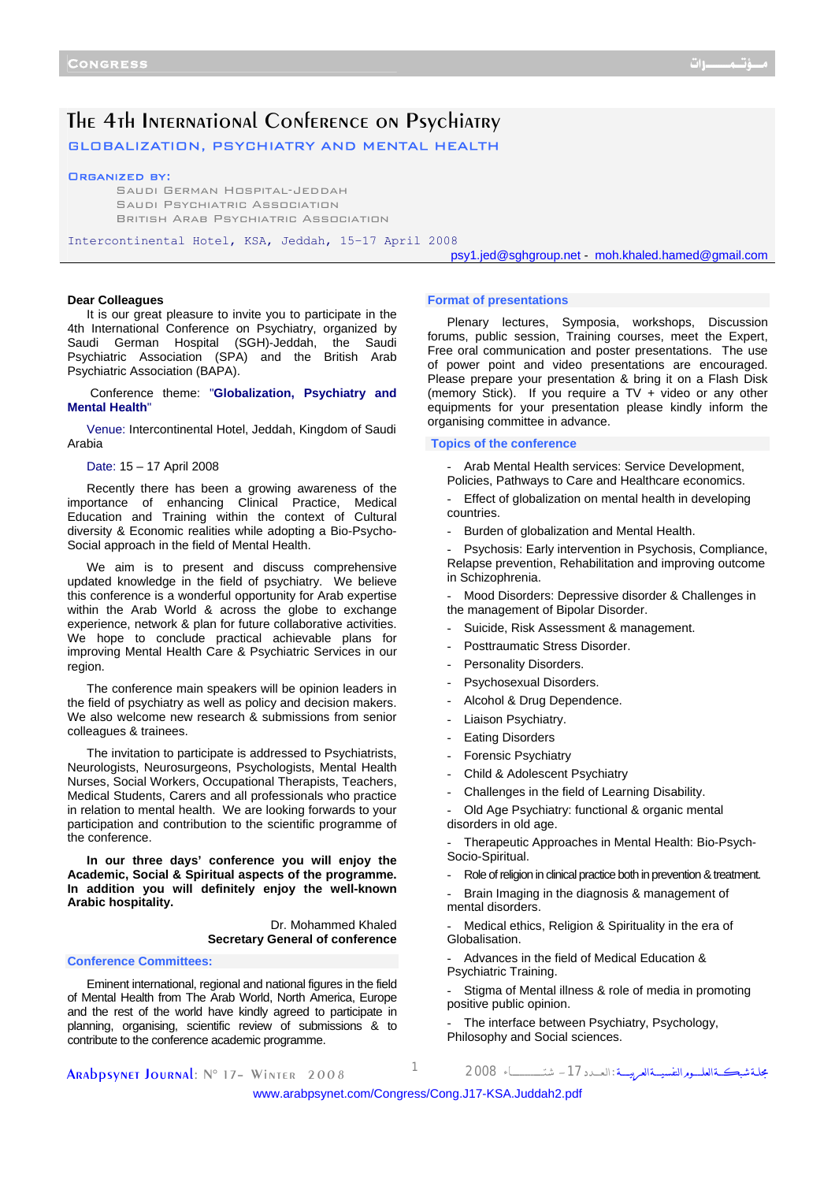# The 4th International Conference on Psychiatry

## GLOBALIZATION, PSYCHIATRY AND MENTAL HEALTH

**ORGANIZED BY:**

SAUDI GERMAN HOSPITAL-JEDDAH
SAUDI PSYCHIATRIC ASSOCIATION
BRITISH ARAB PSYCHIATRIC ASSOCIATION

Intercontinental Hotel, KSA, Jeddah, 15-17 April 2008

psy1.jed@sghgroup.net - moh.khaled.hamed@gmail.com

**Dear Colleagues**

It is our great pleasure to invite you to participate in the 4th International Conference on Psychiatry, organized by Saudi German Hospital (SGH)-Jeddah, the Saudi Psychiatric Association (SPA) and the British Arab Psychiatric Association (BAPA).

Conference theme: "**Globalization, Psychiatry and Mental Health**"

Venue: Intercontinental Hotel, Jeddah, Kingdom of Saudi Arabia

Date: 15 – 17 April 2008

Recently there has been a growing awareness of the importance of enhancing Clinical Practice, Medical Education and Training within the context of Cultural diversity & Economic realities while adopting a Bio-Psycho-Social approach in the field of Mental Health.

We aim is to present and discuss comprehensive updated knowledge in the field of psychiatry. We believe this conference is a wonderful opportunity for Arab expertise within the Arab World & across the globe to exchange experience, network & plan for future collaborative activities. We hope to conclude practical achievable plans for improving Mental Health Care & Psychiatric Services in our region.

The conference main speakers will be opinion leaders in the field of psychiatry as well as policy and decision makers. We also welcome new research & submissions from senior colleagues & trainees.

The invitation to participate is addressed to Psychiatrists, Neurologists, Neurosurgeons, Psychologists, Mental Health Nurses, Social Workers, Occupational Therapists, Teachers, Medical Students, Carers and all professionals who practice in relation to mental health. We are looking forwards to your participation and contribution to the scientific programme of the conference.

**In our three days' conference you will enjoy the Academic, Social & Spiritual aspects of the programme. In addition you will definitely enjoy the well-known Arabic hospitality.**

Dr. Mohammed Khaled
**Secretary General of conference**

### Conference Committees:

Eminent international, regional and national figures in the field of Mental Health from The Arab World, North America, Europe and the rest of the world have kindly agreed to participate in planning, organising, scientific review of submissions & to contribute to the conference academic programme.

### Format of presentations

Plenary lectures, Symposia, workshops, Discussion forums, public session, Training courses, meet the Expert, Free oral communication and poster presentations. The use of power point and video presentations are encouraged. Please prepare your presentation & bring it on a Flash Disk (memory Stick). If you require a TV + video or any other equipments for your presentation please kindly inform the organising committee in advance.

### Topics of the conference

- Arab Mental Health services: Service Development, Policies, Pathways to Care and Healthcare economics.
- Effect of globalization on mental health in developing countries.
- Burden of globalization and Mental Health.
- Psychosis: Early intervention in Psychosis, Compliance, Relapse prevention, Rehabilitation and improving outcome in Schizophrenia.
- Mood Disorders: Depressive disorder & Challenges in the management of Bipolar Disorder.
- Suicide, Risk Assessment & management.
- Posttraumatic Stress Disorder.
- Personality Disorders.
- Psychosexual Disorders.
- Alcohol & Drug Dependence.
- Liaison Psychiatry.
- Eating Disorders
- Forensic Psychiatry
- Child & Adolescent Psychiatry
- Challenges in the field of Learning Disability.
- Old Age Psychiatry: functional & organic mental disorders in old age.
- Therapeutic Approaches in Mental Health: Bio-Psych-Socio-Spiritual.
- Role of religion in clinical practice both in prevention & treatment.
- Brain Imaging in the diagnosis & management of mental disorders.
- Medical ethics, Religion & Spirituality in the era of Globalisation.
- Advances in the field of Medical Education & Psychiatric Training.
- Stigma of Mental illness & role of media in promoting positive public opinion.
- The interface between Psychiatry, Psychology, Philosophy and Social sciences.

www.arabpsynet.com/Congress/Cong.J17-KSA.Juddah2.pdf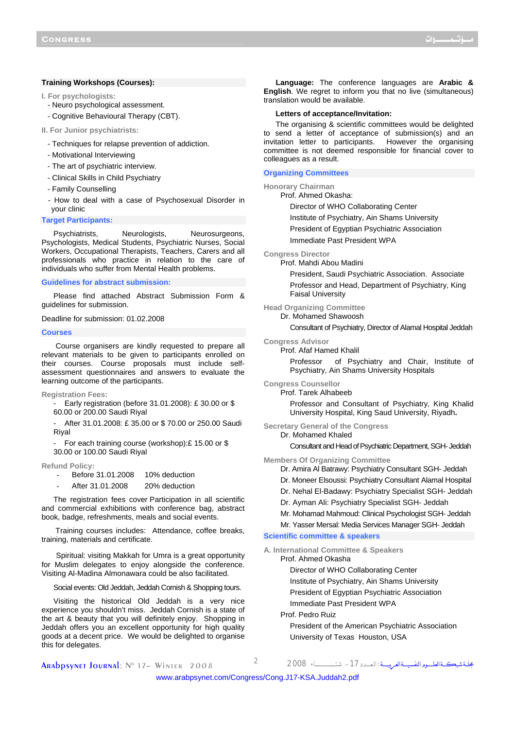## Training Workshops (Courses):

**I. For psychologists:**

- Neuro psychological assessment.
- Cognitive Behavioural Therapy (CBT).

**II. For Junior psychiatrists:**

- Techniques for relapse prevention of addiction.
- Motivational Interviewing
- The art of psychiatric interview.
- Clinical Skills in Child Psychiatry
- Family Counselling
- How to deal with a case of Psychosexual Disorder in your clinic

## Target Participants:

Psychiatrists, Neurologists, Neurosurgeons, Psychologists, Medical Students, Psychiatric Nurses, Social Workers, Occupational Therapists, Teachers, Carers and all professionals who practice in relation to the care of individuals who suffer from Mental Health problems.

## Guidelines for abstract submission:

Please find attached Abstract Submission Form & guidelines for submission.

Deadline for submission: 01.02.2008

## Courses

Course organisers are kindly requested to prepare all relevant materials to be given to participants enrolled on their courses. Course proposals must include self-assessment questionnaires and answers to evaluate the learning outcome of the participants.

**Registration Fees:**

- Early registration (before 31.01.2008): £ 30.00 or $ 60.00 or 200.00 Saudi Riyal
- After 31.01.2008: £ 35.00 or $ 70.00 or 250.00 Saudi Riyal
- For each training course (workshop):£ 15.00 or $ 30.00 or 100.00 Saudi Riyal

**Refund Policy:**

- Before 31.01.2008 10% deduction
- After 31.01.2008 20% deduction

The registration fees cover Participation in all scientific and commercial exhibitions with conference bag, abstract book, badge, refreshments, meals and social events.

Training courses includes: Attendance, coffee breaks, training, materials and certificate.

Spiritual: visiting Makkah for Umra is a great opportunity for Muslim delegates to enjoy alongside the conference. Visiting Al-Madina Almonawara could be also facilitated.

Social events: Old Jeddah, Jeddah Cornish & Shopping tours.

Visiting the historical Old Jeddah is a very nice experience you shouldn't miss. Jeddah Cornish is a state of the art & beauty that you will definitely enjoy. Shopping in Jeddah offers you an excellent opportunity for high quality goods at a decent price. We would be delighted to organise this for delegates.

**Language:** The conference languages are **Arabic & English**. We regret to inform you that no live (simultaneous) translation would be available.

**Letters of acceptance/Invitation:**

The organising & scientific committees would be delighted to send a letter of acceptance of submission(s) and an invitation letter to participants. However the organising committee is not deemed responsible for financial cover to colleagues as a result.

## Organizing Committees

**Honorary Chairman**

Prof. Ahmed Okasha:

Director of WHO Collaborating Center
Institute of Psychiatry, Ain Shams University
President of Egyptian Psychiatric Association
Immediate Past President WPA

**Congress Director**

Prof. Mahdi Abou Madini

President, Saudi Psychiatric Association. Associate Professor and Head, Department of Psychiatry, King Faisal University

**Head Organizing Committee**

Dr. Mohamed Shawoosh

Consultant of Psychiatry, Director of Alamal Hospital Jeddah

**Congress Advisor**

Prof. Afaf Hamed Khalil

Professor of Psychiatry and Chair, Institute of Psychiatry, Ain Shams University Hospitals

**Congress Counsellor**

Prof. Tarek Alhabeeb

Professor and Consultant of Psychiatry, King Khalid University Hospital, King Saud University, Riyadh.

**Secretary General of the Congress**

Dr. Mohamed Khaled

Consultant and Head of Psychiatric Department, SGH- Jeddah

**Members Of Organizing Committee**

Dr. Amira Al Batrawy: Psychiatry Consultant SGH- Jeddah
Dr. Moneer Elsoussi: Psychiatry Consultant Alamal Hospital
Dr. Nehal El-Badawy: Psychiatry Specialist SGH- Jeddah
Dr. Ayman Ali: Psychiatry Specialist SGH- Jeddah
Mr. Mohamad Mahmoud: Clinical Psychologist SGH- Jeddah
Mr. Yasser Mersal: Media Services Manager SGH- Jeddah

## Scientific committee & speakers

**A. International Committee & Speakers**

Prof. Ahmed Okasha

Director of WHO Collaborating Center
Institute of Psychiatry, Ain Shams University
President of Egyptian Psychiatric Association
Immediate Past President WPA

Prof. Pedro Ruiz

President of the American Psychiatric Association
University of Texas Houston, USA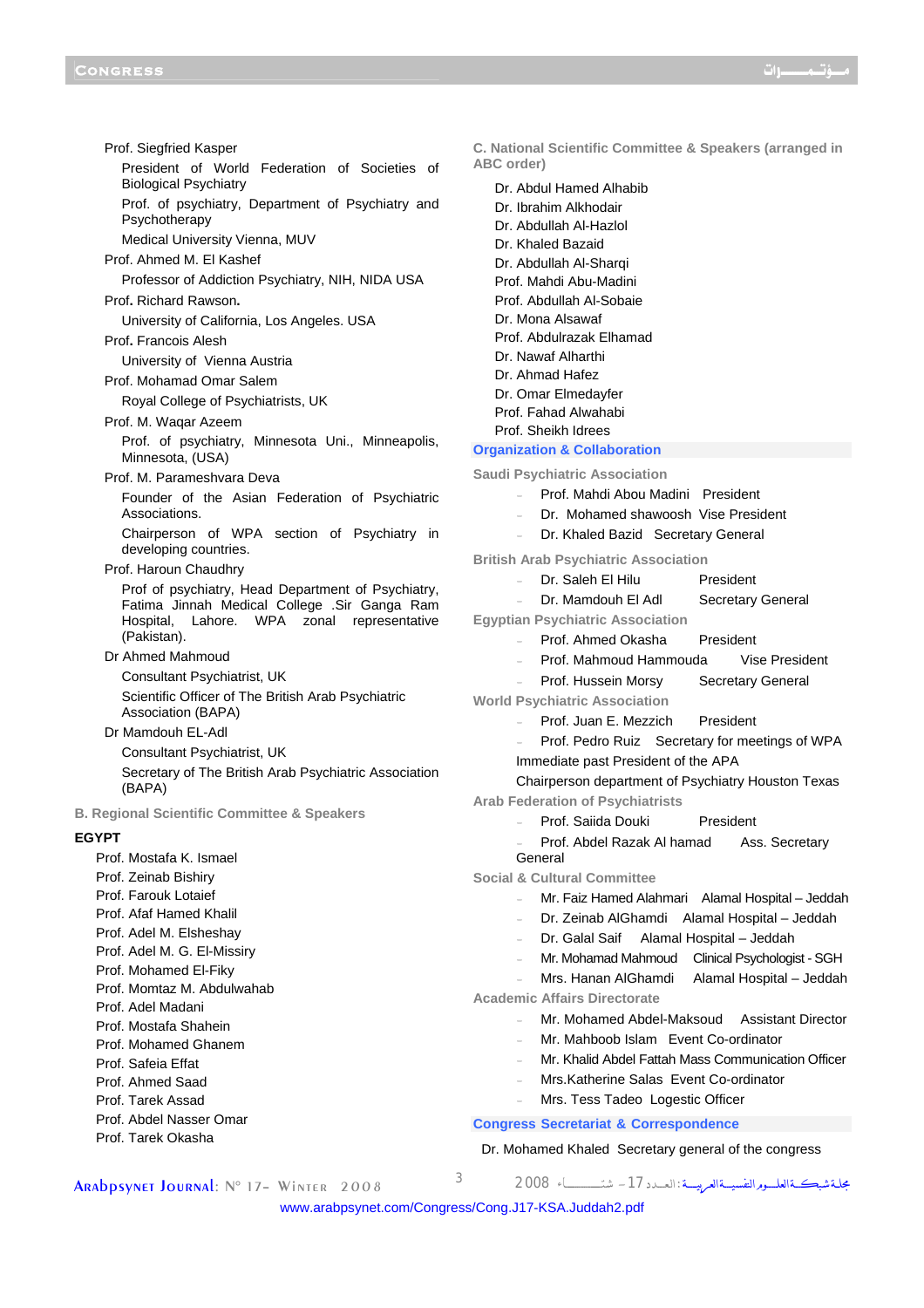Prof. Siegfried Kasper

President of World Federation of Societies of Biological Psychiatry

Prof. of psychiatry, Department of Psychiatry and Psychotherapy

Medical University Vienna, MUV

Prof. Ahmed M. El Kashef

Professor of Addiction Psychiatry, NIH, NIDA USA

Prof**.** Richard Rawson**.**

University of California, Los Angeles. USA

Prof**.** Francois Alesh

University of Vienna Austria

Prof. Mohamad Omar Salem

Royal College of Psychiatrists, UK

Prof. M. Waqar Azeem

Prof. of psychiatry, Minnesota Uni., Minneapolis, Minnesota, (USA)

Prof. M. Parameshvara Deva

Founder of the Asian Federation of Psychiatric Associations.

Chairperson of WPA section of Psychiatry in developing countries.

Prof. Haroun Chaudhry

Prof of psychiatry, Head Department of Psychiatry, Fatima Jinnah Medical College .Sir Ganga Ram Hospital, Lahore. WPA zonal representative (Pakistan).

Dr Ahmed Mahmoud

Consultant Psychiatrist, UK

Scientific Officer of The British Arab Psychiatric Association (BAPA)

Dr Mamdouh EL-Adl

Consultant Psychiatrist, UK

Secretary of The British Arab Psychiatric Association (BAPA)

### B. Regional Scientific Committee & Speakers

**EGYPT**

Prof. Mostafa K. Ismael
Prof. Zeinab Bishiry
Prof. Farouk Lotaief
Prof. Afaf Hamed Khalil
Prof. Adel M. Elsheshay
Prof. Adel M. G. El-Missiry
Prof. Mohamed El-Fiky
Prof. Momtaz M. Abdulwahab
Prof. Adel Madani
Prof. Mostafa Shahein
Prof. Mohamed Ghanem
Prof. Safeia Effat
Prof. Ahmed Saad
Prof. Tarek Assad
Prof. Abdel Nasser Omar
Prof. Tarek Okasha

### C. National Scientific Committee & Speakers (arranged in ABC order)

Dr. Abdul Hamed Alhabib
Dr. Ibrahim Alkhodair
Dr. Abdullah Al-Hazlol
Dr. Khaled Bazaid
Dr. Abdullah Al-Sharqi
Prof. Mahdi Abu-Madini
Prof. Abdullah Al-Sobaie
Dr. Mona Alsawaf
Prof. Abdulrazak Elhamad
Dr. Nawaf Alharthi
Dr. Ahmad Hafez
Dr. Omar Elmedayfer
Prof. Fahad Alwahabi
Prof. Sheikh Idrees

## Organization & Collaboration

### Saudi Psychiatric Association

- Prof. Mahdi Abou Madini President
- Dr. Mohamed shawoosh Vise President
- Dr. Khaled Bazid Secretary General

### British Arab Psychiatric Association

- Dr. Saleh El Hilu President
- Dr. Mamdouh El Adl Secretary General

### Egyptian Psychiatric Association

- Prof. Ahmed Okasha President
- Prof. Mahmoud Hammouda Vise President
- Prof. Hussein Morsy Secretary General

### World Psychiatric Association

- Prof. Juan E. Mezzich President
- Prof. Pedro Ruiz Secretary for meetings of WPA
  Immediate past President of the APA
  Chairperson department of Psychiatry Houston Texas

### Arab Federation of Psychiatrists

- Prof. Saiida Douki President
- Prof. Abdel Razak Al hamad Ass. Secretary General

### Social & Cultural Committee

- Mr. Faiz Hamed Alahmari Alamal Hospital – Jeddah
- Dr. Zeinab AlGhamdi Alamal Hospital – Jeddah
- Dr. Galal Saif Alamal Hospital – Jeddah
- Mr. Mohamad Mahmoud Clinical Psychologist - SGH
- Mrs. Hanan AlGhamdi Alamal Hospital – Jeddah

### Academic Affairs Directorate

- Mr. Mohamed Abdel-Maksoud Assistant Director
- Mr. Mahboob Islam Event Co-ordinator
- Mr. Khalid Abdel Fattah Mass Communication Officer
- Mrs.Katherine Salas Event Co-ordinator
- Mrs. Tess Tadeo Logestic Officer

## Congress Secretariat & Correspondence

Dr. Mohamed Khaled Secretary general of the congress

www.arabpsynet.com/Congress/Cong.J17-KSA.Juddah2.pdf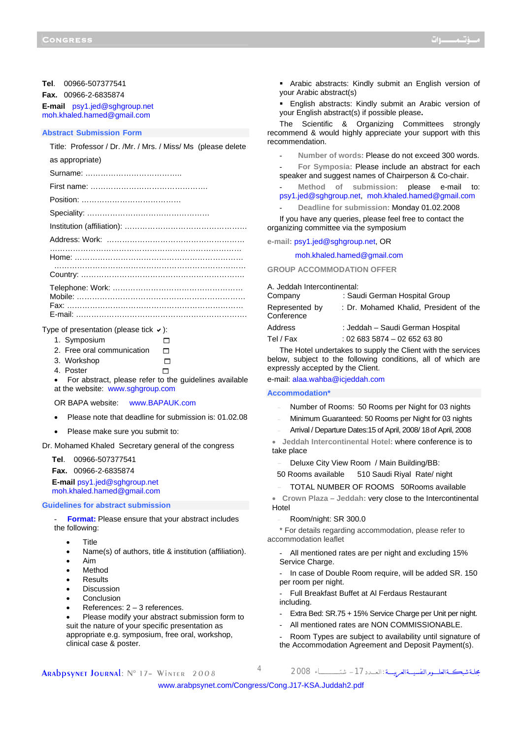**Tel**. 00966-507377541
**Fax.** 00966-2-6835874
**E-mail** psy1.jed@sghgroup.net
moh.khaled.hamed@gmail.com

## Abstract Submission Form

Title: Professor / Dr. /Mr. / Mrs. / Miss/ Ms (please delete as appropriate)

Surname: ……………………………….

First name: ………………………………………

Position: …………………………………

Speciality: …………………………………………

Institution (affiliation): …………………………………………

Address: Work: ……………………………………………… ………………………………………………………………

Home: …………………………………………………………… ………………………………………………………………

Country: ………………………………………………………

Telephone: Work: ……………………………………………
Mobile: …………………………………………………………
Fax: ……………………………………………………………
E-mail: …………………………………………………………

Type of presentation (please tick ✓):

1. Symposium ☐
2. Free oral communication ☐
3. Workshop ☐
4. Poster ☐

- For abstract, please refer to the guidelines available at the website: www.sghgroup.com

OR BAPA website: www.BAPAUK.com

- Please note that deadline for submission is: 01.02.08
- Please make sure you submit to:

Dr. Mohamed Khaled Secretary general of the congress

**Tel**. 00966-507377541
**Fax.** 00966-2-6835874
**E-mail** psy1.jed@sghgroup.net
moh.khaled.hamed@gmail.com

## Guidelines for abstract submission

- **Format:** Please ensure that your abstract includes the following:
  - Title
  - Name(s) of authors, title & institution (affiliation).
  - Aim
  - Method
  - Results
  - Discussion
  - Conclusion
  - References: 2 – 3 references.
  - Please modify your abstract submission form to suit the nature of your specific presentation as appropriate e.g. symposium, free oral, workshop, clinical case & poster.
  - Arabic abstracts: Kindly submit an English version of your Arabic abstract(s)
  - English abstracts: Kindly submit an Arabic version of your English abstract(s) if possible please**.**

The Scientific & Organizing Committees strongly recommend & would highly appreciate your support with this recommendation.

- **Number of words:** Please do not exceed 300 words.
- **For Symposia:** Please include an abstract for each speaker and suggest names of Chairperson & Co-chair.
- **Method of submission:** please e-mail to: psy1.jed@sghgroup.net, moh.khaled.hamed@gmail.com
- **Deadline for submission:** Monday 01.02.2008

If you have any queries, please feel free to contact the organizing committee via the symposium

**e-mail:** psy1.jed@sghgroup.net, OR

moh.khaled.hamed@gmail.com

## GROUP ACCOMMODATION OFFER

A. Jeddah Intercontinental:

| | |
|---|---|
| Company | : Saudi German Hospital Group |
| Represented by Conference | : Dr. Mohamed Khalid, President of the |
| Address | : Jeddah – Saudi German Hospital |
| Tel / Fax | : 02 683 5874 – 02 652 63 80 |

The Hotel undertakes to supply the Client with the services below, subject to the following conditions, all of which are expressly accepted by the Client.

e-mail: alaa.wahba@icjeddah.com

## Accommodation*

- Number of Rooms: 50 Rooms per Night for 03 nights
- Minimum Guaranteed: 50 Rooms per Night for 03 nights
- Arrival / Departure Dates:15 of April, 2008/ 18 of April, 2008

- **Jeddah Intercontinental Hotel:** where conference is to take place
  - Deluxe City View Room / Main Building/BB:

    50 Rooms available 510 Saudi Riyal Rate/ night
  - TOTAL NUMBER OF ROOMS 50Rooms available
- **Crown Plaza – Jeddah:** very close to the Intercontinental Hotel
  - Room/night: SR 300.0

\* For details regarding accommodation, please refer to accommodation leaflet

- All mentioned rates are per night and excluding 15% Service Charge.
- In case of Double Room require, will be added SR. 150 per room per night.
- Full Breakfast Buffet at Al Ferdaus Restaurant including.
- Extra Bed: SR.75 + 15% Service Charge per Unit per night.
- All mentioned rates are NON COMMISSIONABLE.
- Room Types are subject to availability until signature of the Accommodation Agreement and Deposit Payment(s).

www.arabpsynet.com/Congress/Cong.J17-KSA.Juddah2.pdf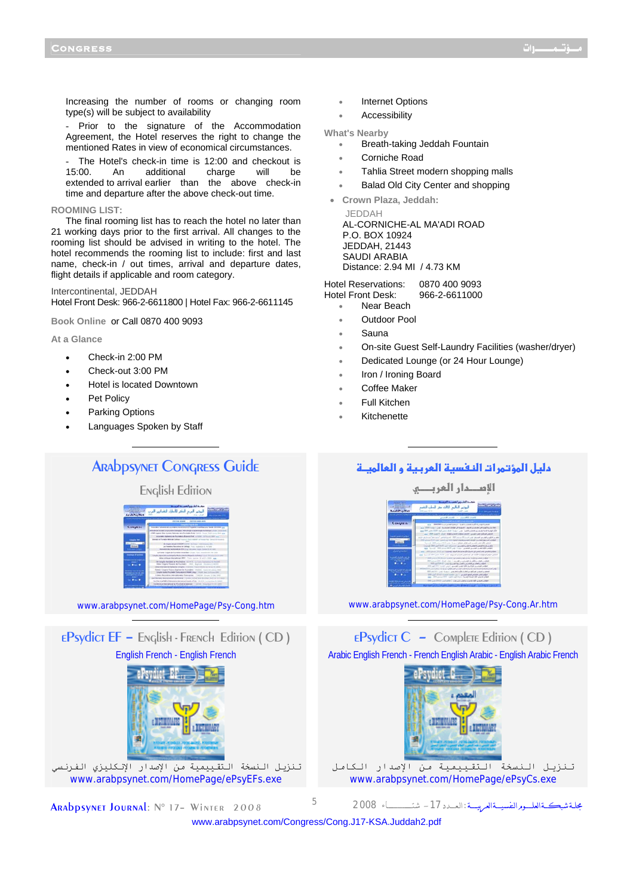Increasing the number of rooms or changing room type(s) will be subject to availability

- Prior to the signature of the Accommodation Agreement, the Hotel reserves the right to change the mentioned Rates in view of economical circumstances.
- The Hotel's check-in time is 12:00 and checkout is 15:00. An additional charge will be extended to arrival earlier than the above check-in time and departure after the above check-out time.

**ROOMING LIST:**

The final rooming list has to reach the hotel no later than 21 working days prior to the first arrival. All changes to the rooming list should be advised in writing to the hotel. The hotel recommends the rooming list to include: first and last name, check-in / out times, arrival and departure dates, flight details if applicable and room category.

Intercontinental, JEDDAH
Hotel Front Desk: 966-2-6611800 | Hotel Fax: 966-2-6611145

**Book Online** or Call 0870 400 9093

**At a Glance**

- Check-in 2:00 PM
- Check-out 3:00 PM
- Hotel is located Downtown
- Pet Policy
- Parking Options
- Languages Spoken by Staff
- Internet Options
- Accessibility

**What's Nearby**

- Breath-taking Jeddah Fountain
- Corniche Road
- Tahlia Street modern shopping malls
- Balad Old City Center and shopping

- **Crown Plaza, Jeddah:**

JEDDAH
AL-CORNICHE-AL MA'ADI ROAD
P.O. BOX 10924
JEDDAH, 21443
SAUDI ARABIA
Distance: 2.94 MI / 4.73 KM

Hotel Reservations: 0870 400 9093
Hotel Front Desk: 966-2-6611000

- Near Beach
- Outdoor Pool
- Sauna
- On-site Guest Self-Laundry Facilities (washer/dryer)
- Dedicated Lounge (or 24 Hour Lounge)
- Iron / Ironing Board
- Coffee Maker
- Full Kitchen
- Kitchenette

## Arabpsynet Congress Guide

English Edition

www.arabpsynet.com/HomePage/Psy-Cong.htm

## دليل المؤتمرات النفسية العربية و العالمية

الإصـــدار العربـــي

www.arabpsynet.com/HomePage/Psy-Cong.Ar.htm

## ePsydict EF – English - French Edition ( CD )

English French - English French

تنزيل النسخة التقييمية من الإصدار الإنكليزي الفرنسي
www.arabpsynet.com/HomePage/ePsyEFs.exe

## ePsydict C – Complete Edition ( CD )

Arabic English French - French English Arabic - English Arabic French

تنزيل النسخة التقييمية من الإصدار الكامل
www.arabpsynet.com/HomePage/ePsyCs.exe

www.arabpsynet.com/Congress/Cong.J17-KSA.Juddah2.pdf